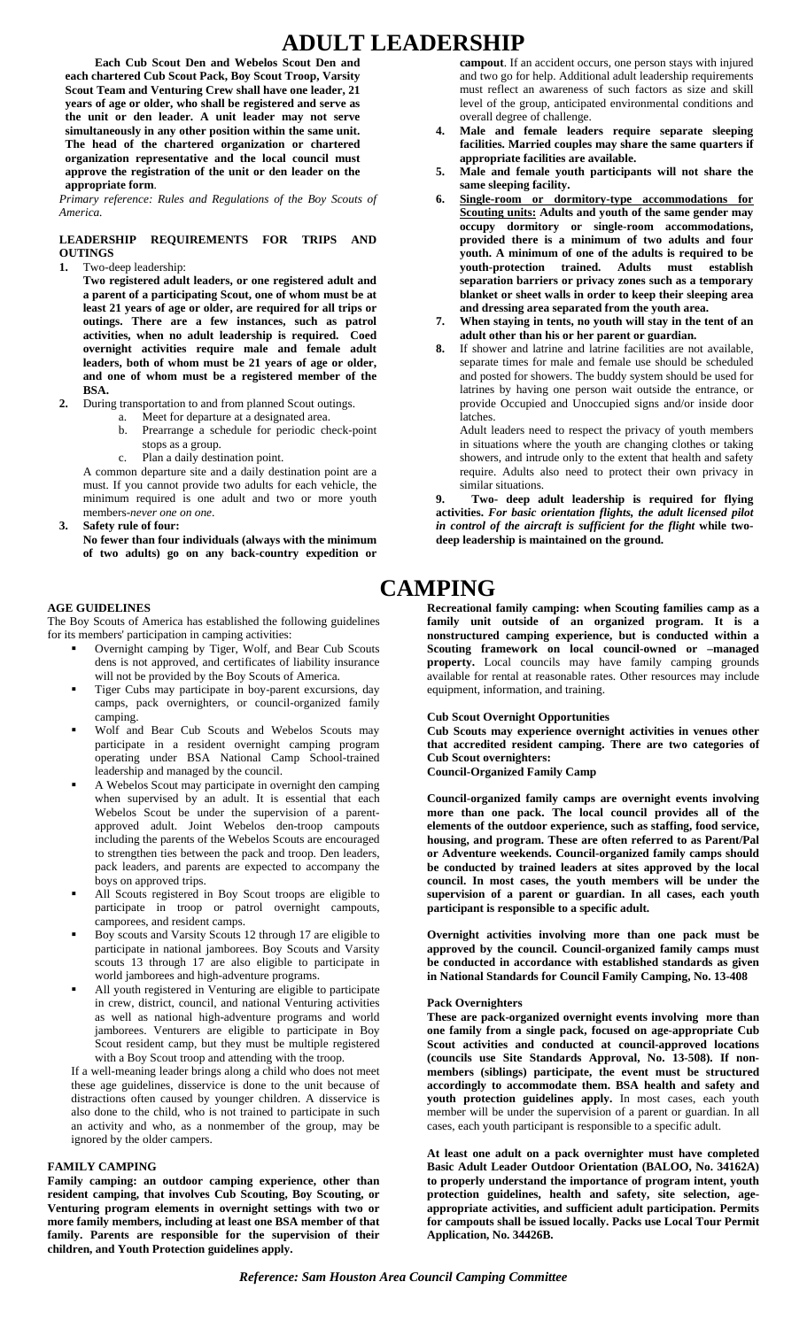# ADULT LEADERSHIP

**Each Cub Scout Den and Webelos Scout Den and each chartered Cub Scout Pack, Boy Scout Troop, Varsity Scout Team and Venturing Crew shall have one leader, 21 years of age or older, who shall be registered and serve as the unit or den leader. A unit leader may not serve simultaneously in any other position within the same unit. The head of the chartered organization or chartered organization representative and the local council must approve the registration of the unit or den leader on the appropriate form**.

*Primary reference: Rules and Regulations of the Boy Scouts of America.*

## LEADERSHIP REQUIREMENTS FOR TRIPS AND OUTINGS

1. Two-deep leadership:

   **Two registered adult leaders, or one registered adult and a parent of a participating Scout, one of whom must be at least 21 years of age or older, are required for all trips or outings. There are a few instances, such as patrol activities, when no adult leadership is required. Coed overnight activities require male and female adult leaders, both of whom must be 21 years of age or older, and one of whom must be a registered member of the BSA.**

2. During transportation to and from planned Scout outings.
   a. Meet for departure at a designated area.
   b. Prearrange a schedule for periodic check-point stops as a group.
   c. Plan a daily destination point.

   A common departure site and a daily destination point are a must. If you cannot provide two adults for each vehicle, the minimum required is one adult and two or more youth members-*never one on one*.

3. **Safety rule of four:**

   **No fewer than four individuals (always with the minimum of two adults) go on any back-country expedition or campout**. If an accident occurs, one person stays with injured and two go for help. Additional adult leadership requirements must reflect an awareness of such factors as size and skill level of the group, anticipated environmental conditions and overall degree of challenge.

4. **Male and female leaders require separate sleeping facilities. Married couples may share the same quarters if appropriate facilities are available.**
5. **Male and female youth participants will not share the same sleeping facility.**
6. **<u>Single-room or dormitory-type accommodations for Scouting units:</u> Adults and youth of the same gender may occupy dormitory or single-room accommodations, provided there is a minimum of two adults and four youth. A minimum of one of the adults is required to be youth-protection trained. Adults must establish separation barriers or privacy zones such as a temporary blanket or sheet walls in order to keep their sleeping area and dressing area separated from the youth area.**
7. **When staying in tents, no youth will stay in the tent of an adult other than his or her parent or guardian.**
8. If shower and latrine and latrine facilities are not available, separate times for male and female use should be scheduled and posted for showers. The buddy system should be used for latrines by having one person wait outside the entrance, or provide Occupied and Unoccupied signs and/or inside door latches.

   Adult leaders need to respect the privacy of youth members in situations where the youth are changing clothes or taking showers, and intrude only to the extent that health and safety require. Adults also need to protect their own privacy in similar situations.

9. **Two- deep adult leadership is required for flying activities.** ***For basic orientation flights, the adult licensed pilot in control of the aircraft is sufficient for the flight*** **while two-deep leadership is maintained on the ground.**

# CAMPING

## AGE GUIDELINES

The Boy Scouts of America has established the following guidelines for its members' participation in camping activities:

- Overnight camping by Tiger, Wolf, and Bear Cub Scouts dens is not approved, and certificates of liability insurance will not be provided by the Boy Scouts of America.
- Tiger Cubs may participate in boy-parent excursions, day camps, pack overnighters, or council-organized family camping.
- Wolf and Bear Cub Scouts and Webelos Scouts may participate in a resident overnight camping program operating under BSA National Camp School-trained leadership and managed by the council.
- A Webelos Scout may participate in overnight den camping when supervised by an adult. It is essential that each Webelos Scout be under the supervision of a parent-approved adult. Joint Webelos den-troop campouts including the parents of the Webelos Scouts are encouraged to strengthen ties between the pack and troop. Den leaders, pack leaders, and parents are expected to accompany the boys on approved trips.
- All Scouts registered in Boy Scout troops are eligible to participate in troop or patrol overnight campouts, camporees, and resident camps.
- Boy scouts and Varsity Scouts 12 through 17 are eligible to participate in national jamborees. Boy Scouts and Varsity scouts 13 through 17 are also eligible to participate in world jamborees and high-adventure programs.
- All youth registered in Venturing are eligible to participate in crew, district, council, and national Venturing activities as well as national high-adventure programs and world jamborees. Venturers are eligible to participate in Boy Scout resident camp, but they must be multiple registered with a Boy Scout troop and attending with the troop.

If a well-meaning leader brings along a child who does not meet these age guidelines, disservice is done to the unit because of distractions often caused by younger children. A disservice is also done to the child, who is not trained to participate in such an activity and who, as a nonmember of the group, may be ignored by the older campers.

## FAMILY CAMPING

**Family camping: an outdoor camping experience, other than resident camping, that involves Cub Scouting, Boy Scouting, or Venturing program elements in overnight settings with two or more family members, including at least one BSA member of that family. Parents are responsible for the supervision of their children, and Youth Protection guidelines apply.**

**Recreational family camping: when Scouting families camp as a family unit outside of an organized program. It is a nonstructured camping experience, but is conducted within a Scouting framework on local council-owned or –managed property.** Local councils may have family camping grounds available for rental at reasonable rates. Other resources may include equipment, information, and training.

### Cub Scout Overnight Opportunities

**Cub Scouts may experience overnight activities in venues other that accredited resident camping. There are two categories of Cub Scout overnighters:**

**Council-Organized Family Camp**

**Council-organized family camps are overnight events involving more than one pack. The local council provides all of the elements of the outdoor experience, such as staffing, food service, housing, and program. These are often referred to as Parent/Pal or Adventure weekends. Council-organized family camps should be conducted by trained leaders at sites approved by the local council. In most cases, the youth members will be under the supervision of a parent or guardian. In all cases, each youth participant is responsible to a specific adult.**

**Overnight activities involving more than one pack must be approved by the council. Council-organized family camps must be conducted in accordance with established standards as given in National Standards for Council Family Camping, No. 13-408**

### Pack Overnighters

**These are pack-organized overnight events involving more than one family from a single pack, focused on age-appropriate Cub Scout activities and conducted at council-approved locations (councils use Site Standards Approval, No. 13-508). If non-members (siblings) participate, the event must be structured accordingly to accommodate them. BSA health and safety and youth protection guidelines apply.** In most cases, each youth member will be under the supervision of a parent or guardian. In all cases, each youth participant is responsible to a specific adult.

**At least one adult on a pack overnighter must have completed Basic Adult Leader Outdoor Orientation (BALOO, No. 34162A) to properly understand the importance of program intent, youth protection guidelines, health and safety, site selection, age-appropriate activities, and sufficient adult participation. Permits for campouts shall be issued locally. Packs use Local Tour Permit Application, No. 34426B.**

***Reference: Sam Houston Area Council Camping Committee***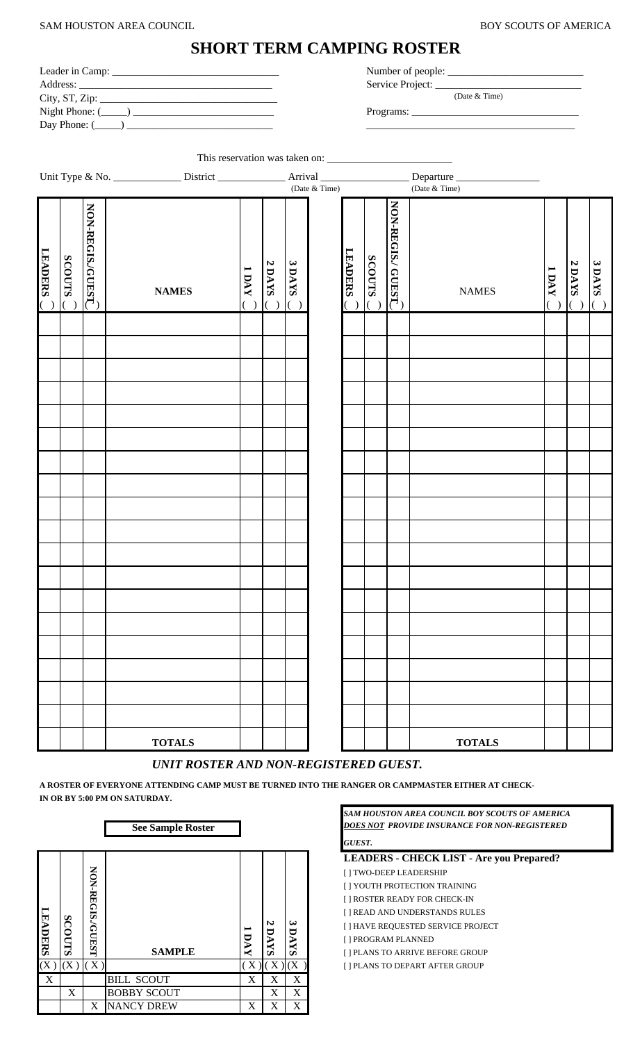SAM HOUSTON AREA COUNCIL BOY SCOUTS OF AMERICA

# SHORT TERM CAMPING ROSTER

Leader in Camp: ______________________________

Address: ______________________________

City, ST, Zip: ______________________________

Night Phone: (_____) ______________________________

Day Phone: (_____) ______________________________

Number of people: ______________________________

Service Project: ______________________________ (Date & Time)

Programs: ______________________________

______________________________

This reservation was taken on: ______________________________

Unit Type & No. ____________ District ____________ Arrival ________________ (Date & Time) Departure ________________ (Date & Time)

| LEADERS ( ) | SCOUTS ( ) | NON-REGIS./GUEST ( ) | NAMES | 1 DAY ( ) | 2 DAYS ( ) | 3 DAYS ( ) |
|---|---|---|---|---|---|---|
| | | | | | | |
| | | | | | | |
| | | | | | | |
| | | | | | | |
| | | | | | | |
| | | | | | | |
| | | | | | | |
| | | | | | | |
| | | | | | | |
| | | | | | | |
| | | | | | | |
| | | | | | | |
| | | | | | | |
| | | | | | | |
| | | | | | | |
| | | | | | | |
| | | | | | | |
| | | | | | | |
| | | | TOTALS | | | |

| LEADERS ( ) | SCOUTS ( ) | NON-REGIS./GUEST ( ) | NAMES | 1 DAY ( ) | 2 DAYS ( ) | 3 DAYS ( ) |
|---|---|---|---|---|---|---|
| | | | | | | |
| | | | | | | |
| | | | | | | |
| | | | | | | |
| | | | | | | |
| | | | | | | |
| | | | | | | |
| | | | | | | |
| | | | | | | |
| | | | | | | |
| | | | | | | |
| | | | | | | |
| | | | | | | |
| | | | | | | |
| | | | | | | |
| | | | | | | |
| | | | | | | |
| | | | | | | |
| | | | TOTALS | | | |

*UNIT ROSTER AND NON-REGISTERED GUEST.*

**A ROSTER OF EVERYONE ATTENDING CAMP MUST BE TURNED INTO THE RANGER OR CAMPMASTER EITHER AT CHECK-IN OR BY 5:00 PM ON SATURDAY.**

**See Sample Roster**

| LEADERS (X) | SCOUTS (X) | NON-REGIS./GUEST (X) | SAMPLE | 1 DAY (X) | 2 DAYS (X) | 3 DAYS (X) |
|---|---|---|---|---|---|---|
| X | | | BILL SCOUT | X | X | X |
| | X | | BOBBY SCOUT | | X | X |
| | | X | NANCY DREW | X | X | X |

***SAM HOUSTON AREA COUNCIL BOY SCOUTS OF AMERICA <u>DOES NOT</u> PROVIDE INSURANCE FOR NON-REGISTERED GUEST.***

**LEADERS - CHECK LIST - Are you Prepared?**

- [ ] TWO-DEEP LEADERSHIP
- [ ] YOUTH PROTECTION TRAINING
- [ ] ROSTER READY FOR CHECK-IN
- [ ] READ AND UNDERSTANDS RULES
- [ ] HAVE REQUESTED SERVICE PROJECT
- [ ] PROGRAM PLANNED
- [ ] PLANS TO ARRIVE BEFORE GROUP
- [ ] PLANS TO DEPART AFTER GROUP